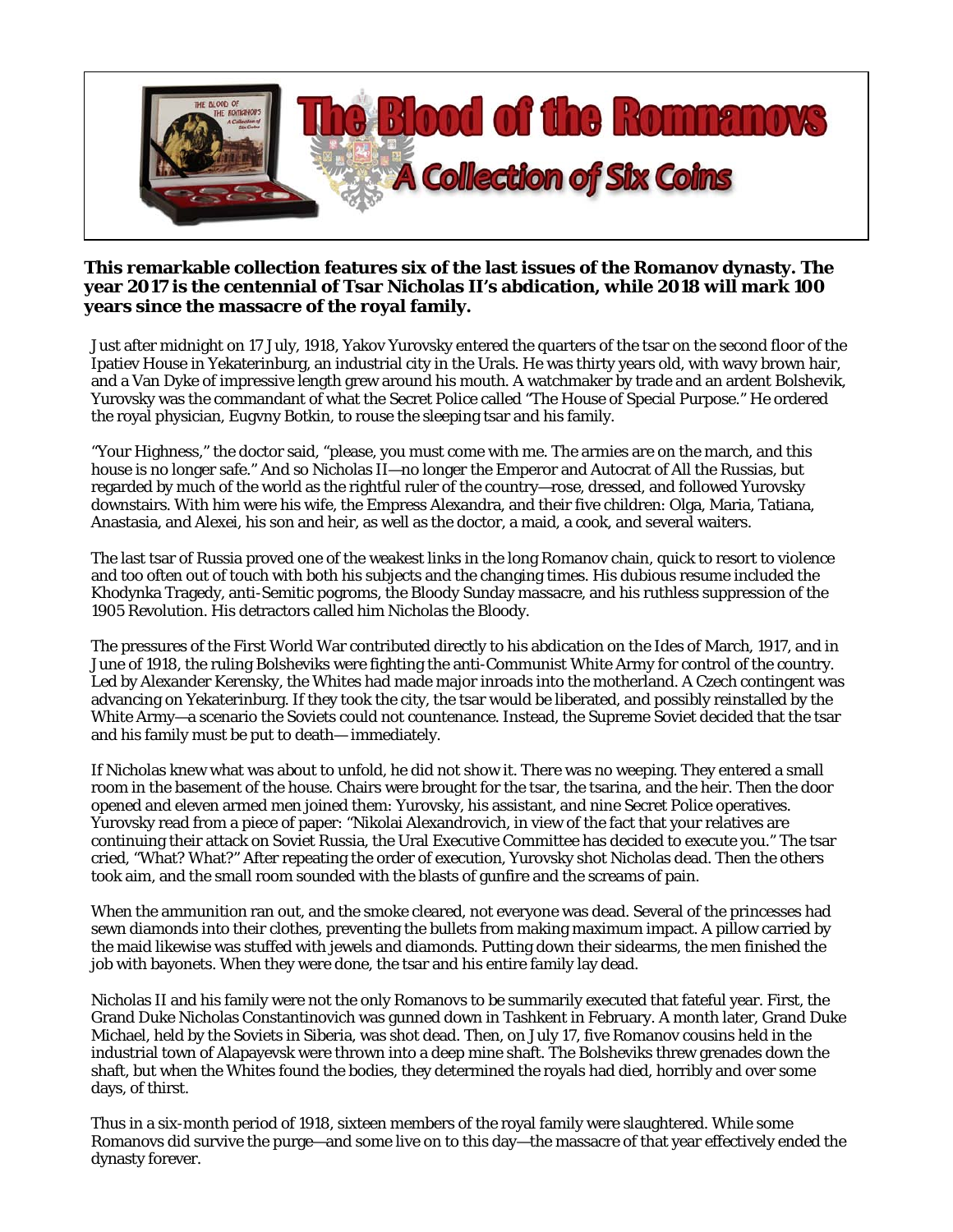# The Blood of the Romanovs

## A Collection of Six Coins

**This remarkable collection features six of the last issues of the Romanov dynasty. The year 2017 is the centennial of Tsar Nicholas II's abdication, while 2018 will mark 100 years since the massacre of the royal family.**

Just after midnight on 17 July, 1918, Yakov Yurovsky entered the quarters of the tsar on the second floor of the Ipatiev House in Yekaterinburg, an industrial city in the Urals. He was thirty years old, with wavy brown hair, and a Van Dyke of impressive length grew around his mouth. A watchmaker by trade and an ardent Bolshevik, Yurovsky was the commandant of what the Secret Police called "The House of Special Purpose." He ordered the royal physician, Eugvny Botkin, to rouse the sleeping tsar and his family.

"Your Highness," the doctor said, "please, you must come with me. The armies are on the march, and this house is no longer safe." And so Nicholas II—no longer the Emperor and Autocrat of All the Russias, but regarded by much of the world as the rightful ruler of the country—rose, dressed, and followed Yurovsky downstairs. With him were his wife, the Empress Alexandra, and their five children: Olga, Maria, Tatiana, Anastasia, and Alexei, his son and heir, as well as the doctor, a maid, a cook, and several waiters.

The last tsar of Russia proved one of the weakest links in the long Romanov chain, quick to resort to violence and too often out of touch with both his subjects and the changing times. His dubious resume included the Khodynka Tragedy, anti-Semitic pogroms, the Bloody Sunday massacre, and his ruthless suppression of the 1905 Revolution. His detractors called him Nicholas the Bloody.

The pressures of the First World War contributed directly to his abdication on the Ides of March, 1917, and in June of 1918, the ruling Bolsheviks were fighting the anti-Communist White Army for control of the country. Led by Alexander Kerensky, the Whites had made major inroads into the motherland. A Czech contingent was advancing on Yekaterinburg. If they took the city, the tsar would be liberated, and possibly reinstalled by the White Army—a scenario the Soviets could not countenance. Instead, the Supreme Soviet decided that the tsar and his family must be put to death— immediately.

If Nicholas knew what was about to unfold, he did not show it. There was no weeping. They entered a small room in the basement of the house. Chairs were brought for the tsar, the tsarina, and the heir. Then the door opened and eleven armed men joined them: Yurovsky, his assistant, and nine Secret Police operatives. Yurovsky read from a piece of paper: "Nikolai Alexandrovich, in view of the fact that your relatives are continuing their attack on Soviet Russia, the Ural Executive Committee has decided to execute you." The tsar cried, "What? What?" After repeating the order of execution, Yurovsky shot Nicholas dead. Then the others took aim, and the small room sounded with the blasts of gunfire and the screams of pain.

When the ammunition ran out, and the smoke cleared, not everyone was dead. Several of the princesses had sewn diamonds into their clothes, preventing the bullets from making maximum impact. A pillow carried by the maid likewise was stuffed with jewels and diamonds. Putting down their sidearms, the men finished the job with bayonets. When they were done, the tsar and his entire family lay dead.

Nicholas II and his family were not the only Romanovs to be summarily executed that fateful year. First, the Grand Duke Nicholas Constantinovich was gunned down in Tashkent in February. A month later, Grand Duke Michael, held by the Soviets in Siberia, was shot dead. Then, on July 17, five Romanov cousins held in the industrial town of Alapayevsk were thrown into a deep mine shaft. The Bolsheviks threw grenades down the shaft, but when the Whites found the bodies, they determined the royals had died, horribly and over some days, of thirst.

Thus in a six-month period of 1918, sixteen members of the royal family were slaughtered. While some Romanovs did survive the purge—and some live on to this day—the massacre of that year effectively ended the dynasty forever.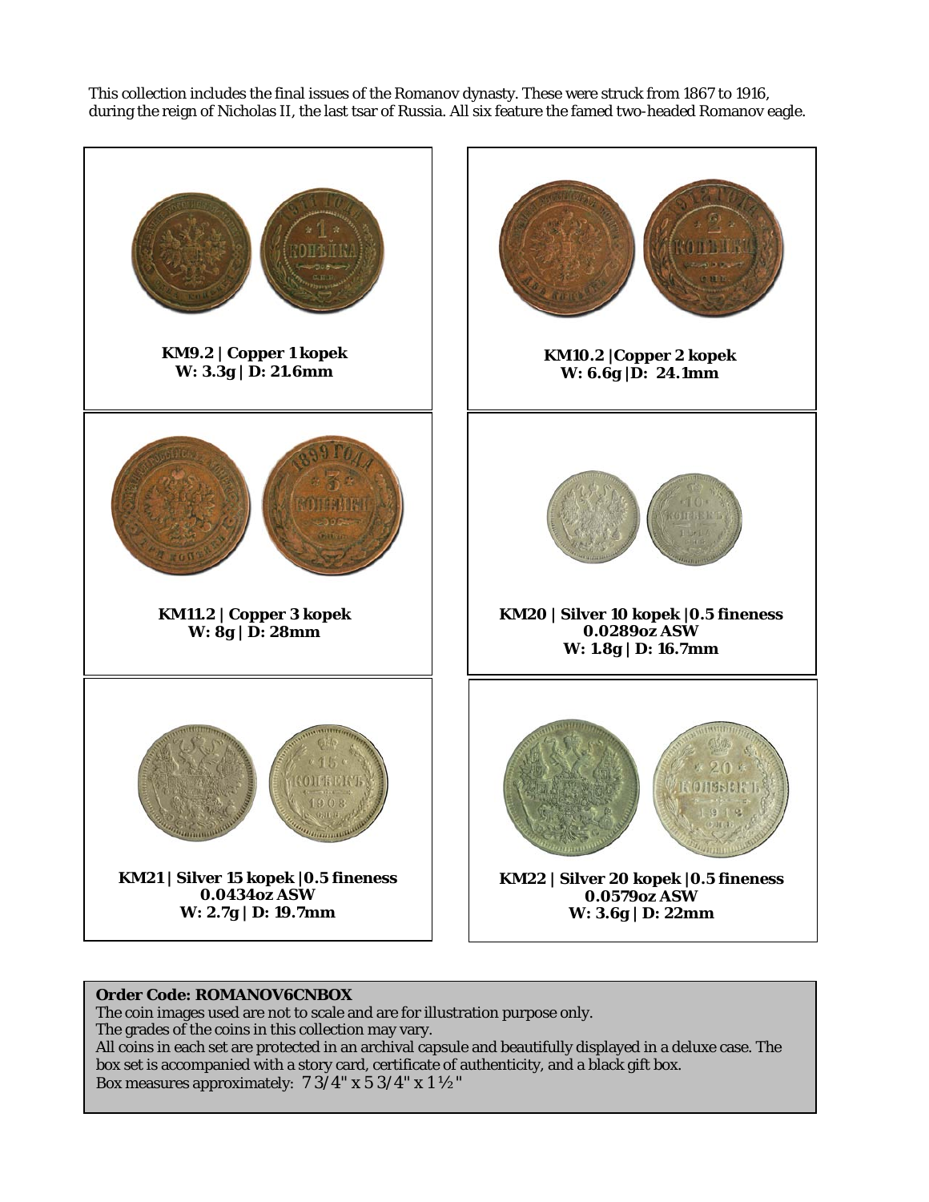This collection includes the final issues of the Romanov dynasty. These were struck from 1867 to 1916, during the reign of Nicholas II, the last tsar of Russia. All six feature the famed two-headed Romanov eagle.

**KM9.2 | Copper 1 kopek**
**W: 3.3g | D: 21.6mm**

**KM10.2 |Copper 2 kopek**
**W: 6.6g |D: 24.1mm**

**KM11.2 | Copper 3 kopek**
**W: 8g | D: 28mm**

**KM20 | Silver 10 kopek |0.5 fineness**
**0.0289oz ASW**
**W: 1.8g | D: 16.7mm**

**KM21 | Silver 15 kopek |0.5 fineness**
**0.0434oz ASW**
**W: 2.7g | D: 19.7mm**

**KM22 | Silver 20 kopek |0.5 fineness**
**0.0579oz ASW**
**W: 3.6g | D: 22mm**

**Order Code: ROMANOV6CNBOX**
The coin images used are not to scale and are for illustration purpose only.
The grades of the coins in this collection may vary.
All coins in each set are protected in an archival capsule and beautifully displayed in a deluxe case. The box set is accompanied with a story card, certificate of authenticity, and a black gift box.
Box measures approximately: 7 3/4" x 5 3/4" x 1 ½"